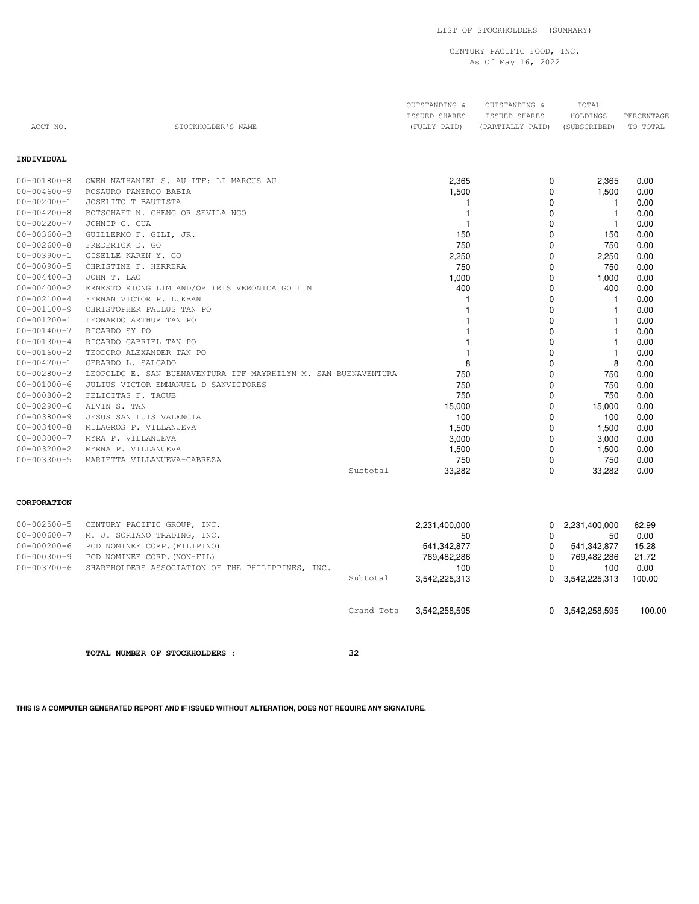LIST OF STOCKHOLDERS (SUMMARY)

CENTURY PACIFIC FOOD, INC.
As Of May 16, 2022

| ACCT NO. | STOCKHOLDER'S NAME | | OUTSTANDING & ISSUED SHARES (FULLY PAID) | OUTSTANDING & ISSUED SHARES (PARTIALLY PAID) | TOTAL HOLDINGS (SUBSCRIBED) | PERCENTAGE TO TOTAL |
|---|---|---|---|---|---|---|
| **INDIVIDUAL** | | | | | | |
| 00-001800-8 | OWEN NATHANIEL S. AU ITF: LI MARCUS AU | | 2,365 | 0 | 2,365 | 0.00 |
| 00-004600-9 | ROSAURO PANERGO BABIA | | 1,500 | 0 | 1,500 | 0.00 |
| 00-002000-1 | JOSELITO T BAUTISTA | | 1 | 0 | 1 | 0.00 |
| 00-004200-8 | BOTSCHAFT N. CHENG OR SEVILA NGO | | 1 | 0 | 1 | 0.00 |
| 00-002200-7 | JOHNIP G. CUA | | 1 | 0 | 1 | 0.00 |
| 00-003600-3 | GUILLERMO F. GILI, JR. | | 150 | 0 | 150 | 0.00 |
| 00-002600-8 | FREDERICK D. GO | | 750 | 0 | 750 | 0.00 |
| 00-003900-1 | GISELLE KAREN Y. GO | | 2,250 | 0 | 2,250 | 0.00 |
| 00-000900-5 | CHRISTINE F. HERRERA | | 750 | 0 | 750 | 0.00 |
| 00-004400-3 | JOHN T. LAO | | 1,000 | 0 | 1,000 | 0.00 |
| 00-004000-2 | ERNESTO KIONG LIM AND/OR IRIS VERONICA GO LIM | | 400 | 0 | 400 | 0.00 |
| 00-002100-4 | FERNAN VICTOR P. LUKBAN | | 1 | 0 | 1 | 0.00 |
| 00-001100-9 | CHRISTOPHER PAULUS TAN PO | | 1 | 0 | 1 | 0.00 |
| 00-001200-1 | LEONARDO ARTHUR TAN PO | | 1 | 0 | 1 | 0.00 |
| 00-001400-7 | RICARDO SY PO | | 1 | 0 | 1 | 0.00 |
| 00-001300-4 | RICARDO GABRIEL TAN PO | | 1 | 0 | 1 | 0.00 |
| 00-001600-2 | TEODORO ALEXANDER TAN PO | | 1 | 0 | 1 | 0.00 |
| 00-004700-1 | GERARDO L. SALGADO | | 8 | 0 | 8 | 0.00 |
| 00-002800-3 | LEOPOLDO E. SAN BUENAVENTURA ITF MAYRHILYN M. SAN BUENAVENTURA | | 750 | 0 | 750 | 0.00 |
| 00-001000-6 | JULIUS VICTOR EMMANUEL D SANVICTORES | | 750 | 0 | 750 | 0.00 |
| 00-000800-2 | FELICITAS F. TACUB | | 750 | 0 | 750 | 0.00 |
| 00-002900-6 | ALVIN S. TAN | | 15,000 | 0 | 15,000 | 0.00 |
| 00-003800-9 | JESUS SAN LUIS VALENCIA | | 100 | 0 | 100 | 0.00 |
| 00-003400-8 | MILAGROS P. VILLANUEVA | | 1,500 | 0 | 1,500 | 0.00 |
| 00-003000-7 | MYRA P. VILLANUEVA | | 3,000 | 0 | 3,000 | 0.00 |
| 00-003200-2 | MYRNA P. VILLANUEVA | | 1,500 | 0 | 1,500 | 0.00 |
| 00-003300-5 | MARIETTA VILLANUEVA-CABREZA | | 750 | 0 | 750 | 0.00 |
| | | Subtotal | 33,282 | 0 | 33,282 | 0.00 |
| **CORPORATION** | | | | | | |
| 00-002500-5 | CENTURY PACIFIC GROUP, INC. | | 2,231,400,000 | 0 | 2,231,400,000 | 62.99 |
| 00-000600-7 | M. J. SORIANO TRADING, INC. | | 50 | 0 | 50 | 0.00 |
| 00-000200-6 | PCD NOMINEE CORP.(FILIPINO) | | 541,342,877 | 0 | 541,342,877 | 15.28 |
| 00-000300-9 | PCD NOMINEE CORP.(NON-FIL) | | 769,482,286 | 0 | 769,482,286 | 21.72 |
| 00-003700-6 | SHAREHOLDERS ASSOCIATION OF THE PHILIPPINES, INC. | | 100 | 0 | 100 | 0.00 |
| | | Subtotal | 3,542,225,313 | 0 | 3,542,225,313 | 100.00 |
| | | Grand Tota | 3,542,258,595 | 0 | 3,542,258,595 | 100.00 |

**TOTAL NUMBER OF STOCKHOLDERS :** 32

**THIS IS A COMPUTER GENERATED REPORT AND IF ISSUED WITHOUT ALTERATION, DOES NOT REQUIRE ANY SIGNATURE.**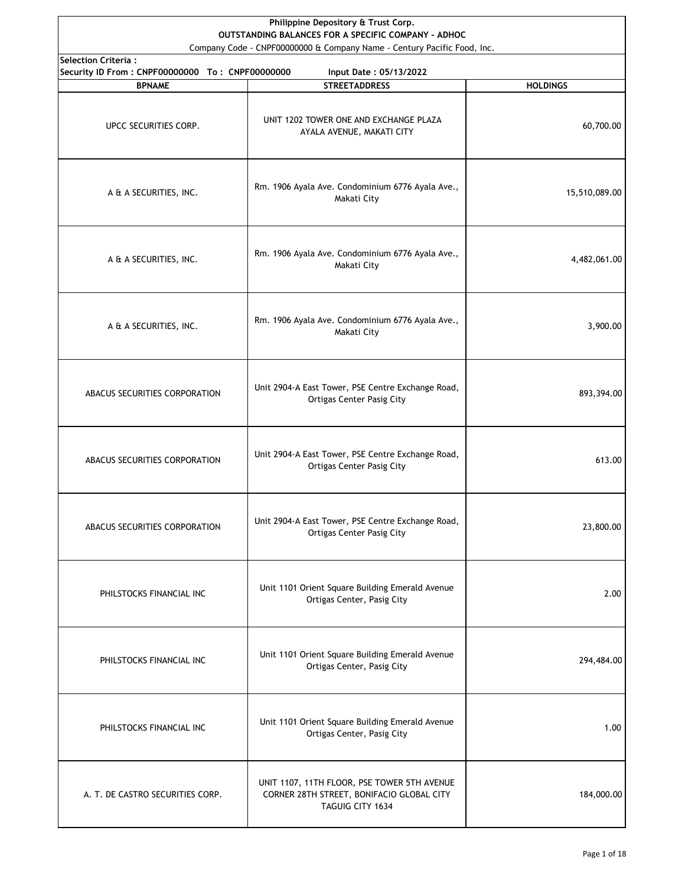**Philippine Depository & Trust Corp.**
**OUTSTANDING BALANCES FOR A SPECIFIC COMPANY - ADHOC**
Company Code - CNPF00000000 & Company Name - Century Pacific Food, Inc.

**Selection Criteria :**
**Security ID From : CNPF00000000 To : CNPF00000000** **Input Date : 05/13/2022**

| BPNAME | STREETADDRESS | HOLDINGS |
|---|---|---|
| UPCC SECURITIES CORP. | UNIT 1202 TOWER ONE AND EXCHANGE PLAZA AYALA AVENUE, MAKATI CITY | 60,700.00 |
| A & A SECURITIES, INC. | Rm. 1906 Ayala Ave. Condominium 6776 Ayala Ave., Makati City | 15,510,089.00 |
| A & A SECURITIES, INC. | Rm. 1906 Ayala Ave. Condominium 6776 Ayala Ave., Makati City | 4,482,061.00 |
| A & A SECURITIES, INC. | Rm. 1906 Ayala Ave. Condominium 6776 Ayala Ave., Makati City | 3,900.00 |
| ABACUS SECURITIES CORPORATION | Unit 2904-A East Tower, PSE Centre Exchange Road, Ortigas Center Pasig City | 893,394.00 |
| ABACUS SECURITIES CORPORATION | Unit 2904-A East Tower, PSE Centre Exchange Road, Ortigas Center Pasig City | 613.00 |
| ABACUS SECURITIES CORPORATION | Unit 2904-A East Tower, PSE Centre Exchange Road, Ortigas Center Pasig City | 23,800.00 |
| PHILSTOCKS FINANCIAL INC | Unit 1101 Orient Square Building Emerald Avenue Ortigas Center, Pasig City | 2.00 |
| PHILSTOCKS FINANCIAL INC | Unit 1101 Orient Square Building Emerald Avenue Ortigas Center, Pasig City | 294,484.00 |
| PHILSTOCKS FINANCIAL INC | Unit 1101 Orient Square Building Emerald Avenue Ortigas Center, Pasig City | 1.00 |
| A. T. DE CASTRO SECURITIES CORP. | UNIT 1107, 11TH FLOOR, PSE TOWER 5TH AVENUE CORNER 28TH STREET, BONIFACIO GLOBAL CITY TAGUIG CITY 1634 | 184,000.00 |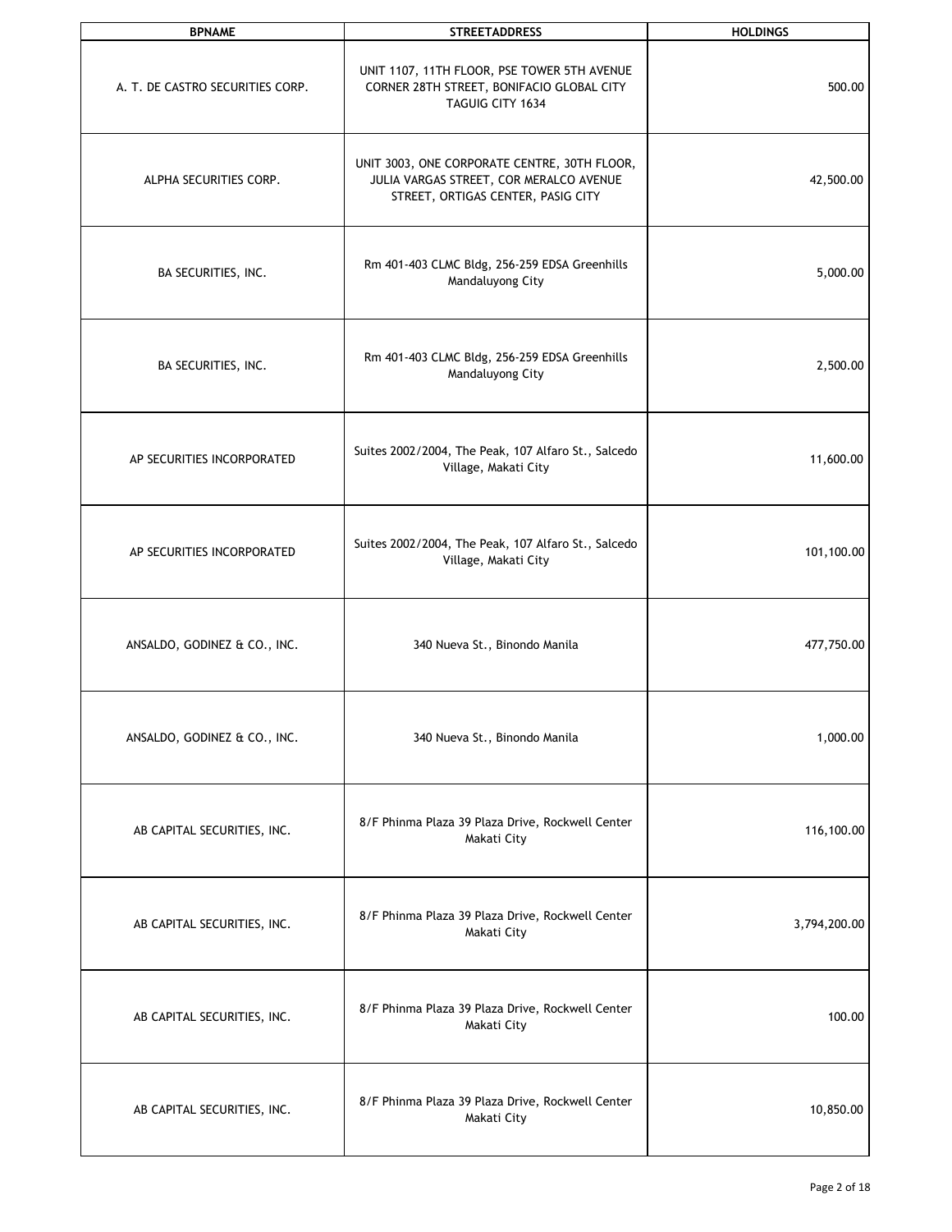| BPNAME | STREETADDRESS | HOLDINGS |
| --- | --- | --- |
| A. T. DE CASTRO SECURITIES CORP. | UNIT 1107, 11TH FLOOR, PSE TOWER 5TH AVENUE CORNER 28TH STREET, BONIFACIO GLOBAL CITY TAGUIG CITY 1634 | 500.00 |
| ALPHA SECURITIES CORP. | UNIT 3003, ONE CORPORATE CENTRE, 30TH FLOOR, JULIA VARGAS STREET, COR MERALCO AVENUE STREET, ORTIGAS CENTER, PASIG CITY | 42,500.00 |
| BA SECURITIES, INC. | Rm 401-403 CLMC Bldg, 256-259 EDSA Greenhills Mandaluyong City | 5,000.00 |
| BA SECURITIES, INC. | Rm 401-403 CLMC Bldg, 256-259 EDSA Greenhills Mandaluyong City | 2,500.00 |
| AP SECURITIES INCORPORATED | Suites 2002/2004, The Peak, 107 Alfaro St., Salcedo Village, Makati City | 11,600.00 |
| AP SECURITIES INCORPORATED | Suites 2002/2004, The Peak, 107 Alfaro St., Salcedo Village, Makati City | 101,100.00 |
| ANSALDO, GODINEZ & CO., INC. | 340 Nueva St., Binondo Manila | 477,750.00 |
| ANSALDO, GODINEZ & CO., INC. | 340 Nueva St., Binondo Manila | 1,000.00 |
| AB CAPITAL SECURITIES, INC. | 8/F Phinma Plaza 39 Plaza Drive, Rockwell Center Makati City | 116,100.00 |
| AB CAPITAL SECURITIES, INC. | 8/F Phinma Plaza 39 Plaza Drive, Rockwell Center Makati City | 3,794,200.00 |
| AB CAPITAL SECURITIES, INC. | 8/F Phinma Plaza 39 Plaza Drive, Rockwell Center Makati City | 100.00 |
| AB CAPITAL SECURITIES, INC. | 8/F Phinma Plaza 39 Plaza Drive, Rockwell Center Makati City | 10,850.00 |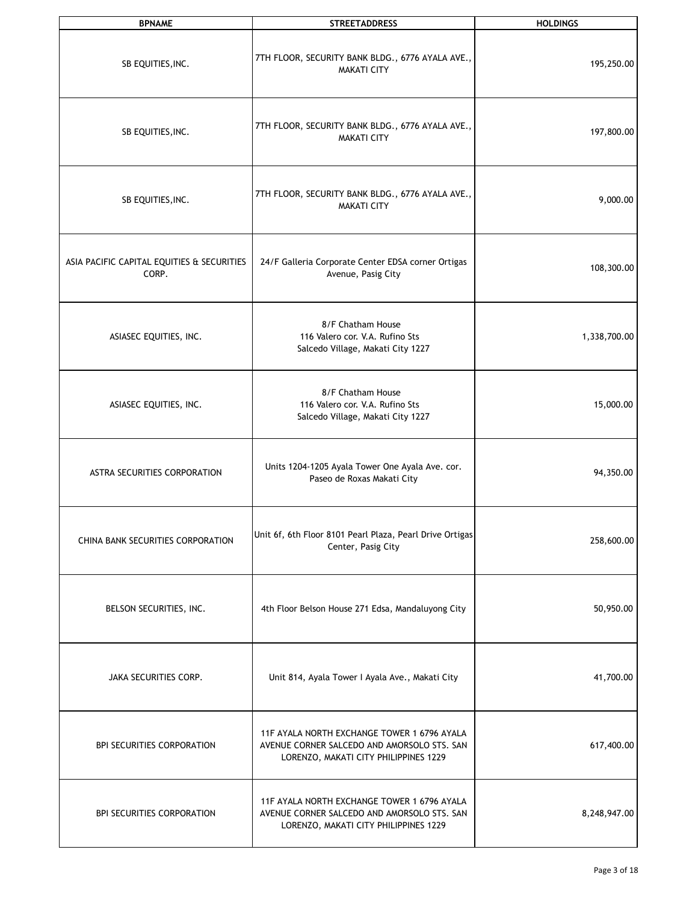| BPNAME | STREETADDRESS | HOLDINGS |
|---|---|---|
| SB EQUITIES,INC. | 7TH FLOOR, SECURITY BANK BLDG., 6776 AYALA AVE., MAKATI CITY | 195,250.00 |
| SB EQUITIES,INC. | 7TH FLOOR, SECURITY BANK BLDG., 6776 AYALA AVE., MAKATI CITY | 197,800.00 |
| SB EQUITIES,INC. | 7TH FLOOR, SECURITY BANK BLDG., 6776 AYALA AVE., MAKATI CITY | 9,000.00 |
| ASIA PACIFIC CAPITAL EQUITIES & SECURITIES CORP. | 24/F Galleria Corporate Center EDSA corner Ortigas Avenue, Pasig City | 108,300.00 |
| ASIASEC EQUITIES, INC. | 8/F Chatham House 116 Valero cor. V.A. Rufino Sts Salcedo Village, Makati City 1227 | 1,338,700.00 |
| ASIASEC EQUITIES, INC. | 8/F Chatham House 116 Valero cor. V.A. Rufino Sts Salcedo Village, Makati City 1227 | 15,000.00 |
| ASTRA SECURITIES CORPORATION | Units 1204-1205 Ayala Tower One Ayala Ave. cor. Paseo de Roxas Makati City | 94,350.00 |
| CHINA BANK SECURITIES CORPORATION | Unit 6f, 6th Floor 8101 Pearl Plaza, Pearl Drive Ortigas Center, Pasig City | 258,600.00 |
| BELSON SECURITIES, INC. | 4th Floor Belson House 271 Edsa, Mandaluyong City | 50,950.00 |
| JAKA SECURITIES CORP. | Unit 814, Ayala Tower I Ayala Ave., Makati City | 41,700.00 |
| BPI SECURITIES CORPORATION | 11F AYALA NORTH EXCHANGE TOWER 1 6796 AYALA AVENUE CORNER SALCEDO AND AMORSOLO STS. SAN LORENZO, MAKATI CITY PHILIPPINES 1229 | 617,400.00 |
| BPI SECURITIES CORPORATION | 11F AYALA NORTH EXCHANGE TOWER 1 6796 AYALA AVENUE CORNER SALCEDO AND AMORSOLO STS. SAN LORENZO, MAKATI CITY PHILIPPINES 1229 | 8,248,947.00 |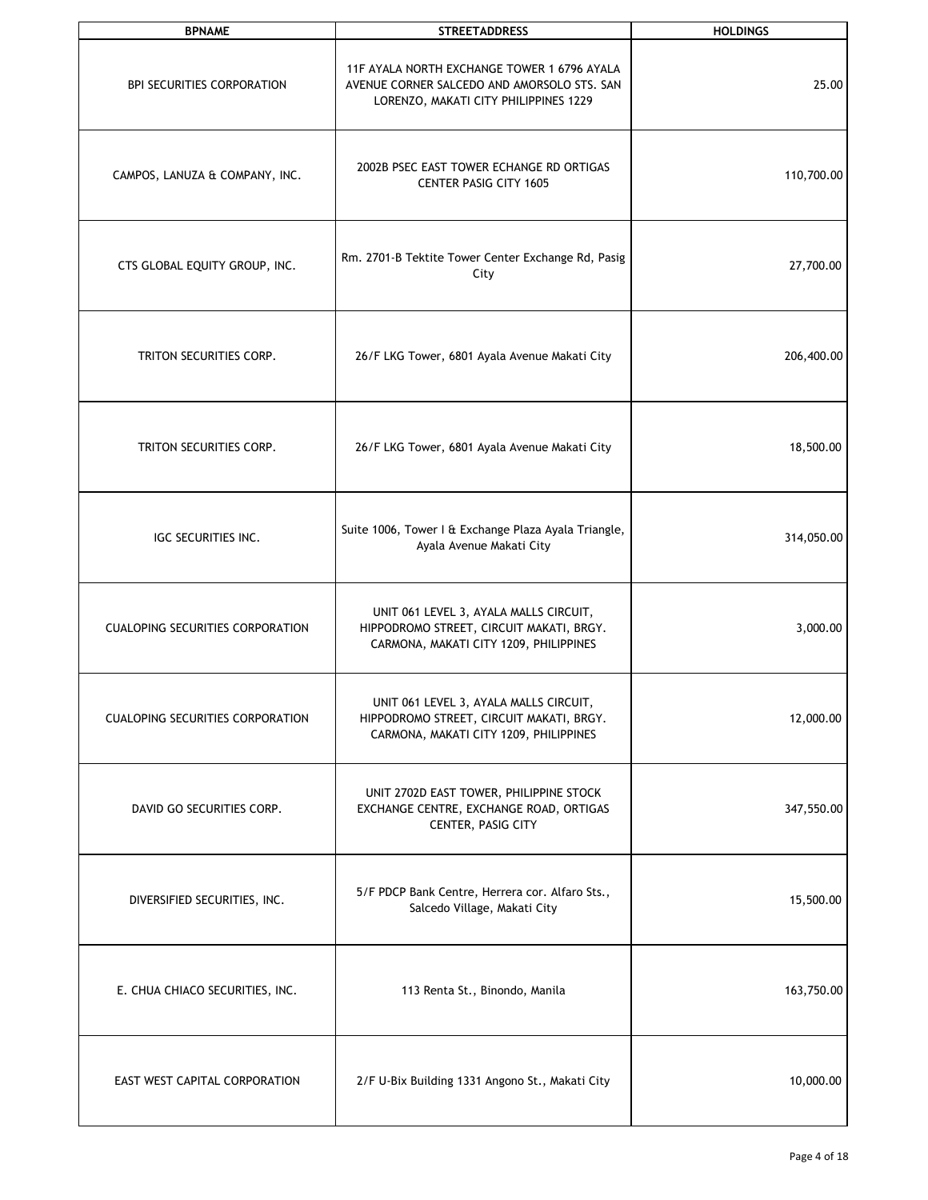| BPNAME | STREETADDRESS | HOLDINGS |
| --- | --- | --- |
| BPI SECURITIES CORPORATION | 11F AYALA NORTH EXCHANGE TOWER 1 6796 AYALA AVENUE CORNER SALCEDO AND AMORSOLO STS. SAN LORENZO, MAKATI CITY PHILIPPINES 1229 | 25.00 |
| CAMPOS, LANUZA & COMPANY, INC. | 2002B PSEC EAST TOWER ECHANGE RD ORTIGAS CENTER PASIG CITY 1605 | 110,700.00 |
| CTS GLOBAL EQUITY GROUP, INC. | Rm. 2701-B Tektite Tower Center Exchange Rd, Pasig City | 27,700.00 |
| TRITON SECURITIES CORP. | 26/F LKG Tower, 6801 Ayala Avenue Makati City | 206,400.00 |
| TRITON SECURITIES CORP. | 26/F LKG Tower, 6801 Ayala Avenue Makati City | 18,500.00 |
| IGC SECURITIES INC. | Suite 1006, Tower I & Exchange Plaza Ayala Triangle, Ayala Avenue Makati City | 314,050.00 |
| CUALOPING SECURITIES CORPORATION | UNIT 061 LEVEL 3, AYALA MALLS CIRCUIT, HIPPODROMO STREET, CIRCUIT MAKATI, BRGY. CARMONA, MAKATI CITY 1209, PHILIPPINES | 3,000.00 |
| CUALOPING SECURITIES CORPORATION | UNIT 061 LEVEL 3, AYALA MALLS CIRCUIT, HIPPODROMO STREET, CIRCUIT MAKATI, BRGY. CARMONA, MAKATI CITY 1209, PHILIPPINES | 12,000.00 |
| DAVID GO SECURITIES CORP. | UNIT 2702D EAST TOWER, PHILIPPINE STOCK EXCHANGE CENTRE, EXCHANGE ROAD, ORTIGAS CENTER, PASIG CITY | 347,550.00 |
| DIVERSIFIED SECURITIES, INC. | 5/F PDCP Bank Centre, Herrera cor. Alfaro Sts., Salcedo Village, Makati City | 15,500.00 |
| E. CHUA CHIACO SECURITIES, INC. | 113 Renta St., Binondo, Manila | 163,750.00 |
| EAST WEST CAPITAL CORPORATION | 2/F U-Bix Building 1331 Angono St., Makati City | 10,000.00 |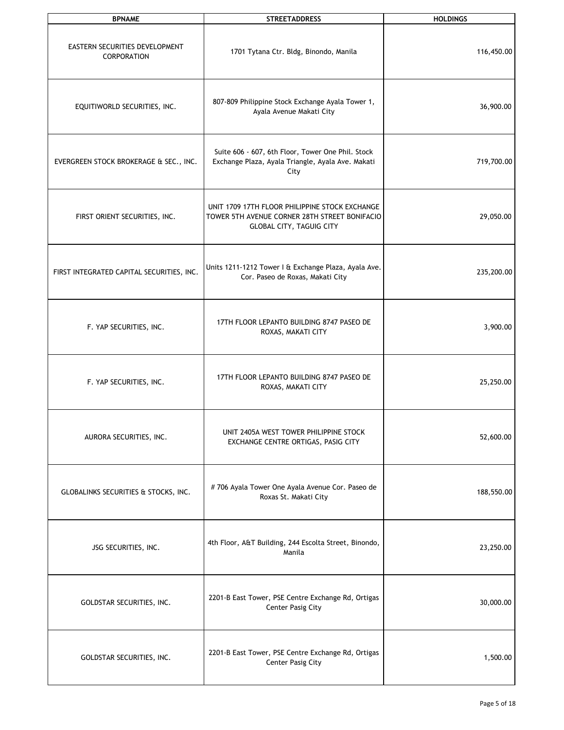| BPNAME | STREETADDRESS | HOLDINGS |
|---|---|---|
| EASTERN SECURITIES DEVELOPMENT CORPORATION | 1701 Tytana Ctr. Bldg, Binondo, Manila | 116,450.00 |
| EQUITIWORLD SECURITIES, INC. | 807-809 Philippine Stock Exchange Ayala Tower 1, Ayala Avenue Makati City | 36,900.00 |
| EVERGREEN STOCK BROKERAGE & SEC., INC. | Suite 606 - 607, 6th Floor, Tower One Phil. Stock Exchange Plaza, Ayala Triangle, Ayala Ave. Makati City | 719,700.00 |
| FIRST ORIENT SECURITIES, INC. | UNIT 1709 17TH FLOOR PHILIPPINE STOCK EXCHANGE TOWER 5TH AVENUE CORNER 28TH STREET BONIFACIO GLOBAL CITY, TAGUIG CITY | 29,050.00 |
| FIRST INTEGRATED CAPITAL SECURITIES, INC. | Units 1211-1212 Tower I & Exchange Plaza, Ayala Ave. Cor. Paseo de Roxas, Makati City | 235,200.00 |
| F. YAP SECURITIES, INC. | 17TH FLOOR LEPANTO BUILDING 8747 PASEO DE ROXAS, MAKATI CITY | 3,900.00 |
| F. YAP SECURITIES, INC. | 17TH FLOOR LEPANTO BUILDING 8747 PASEO DE ROXAS, MAKATI CITY | 25,250.00 |
| AURORA SECURITIES, INC. | UNIT 2405A WEST TOWER PHILIPPINE STOCK EXCHANGE CENTRE ORTIGAS, PASIG CITY | 52,600.00 |
| GLOBALINKS SECURITIES & STOCKS, INC. | # 706 Ayala Tower One Ayala Avenue Cor. Paseo de Roxas St. Makati City | 188,550.00 |
| JSG SECURITIES, INC. | 4th Floor, A&T Building, 244 Escolta Street, Binondo, Manila | 23,250.00 |
| GOLDSTAR SECURITIES, INC. | 2201-B East Tower, PSE Centre Exchange Rd, Ortigas Center Pasig City | 30,000.00 |
| GOLDSTAR SECURITIES, INC. | 2201-B East Tower, PSE Centre Exchange Rd, Ortigas Center Pasig City | 1,500.00 |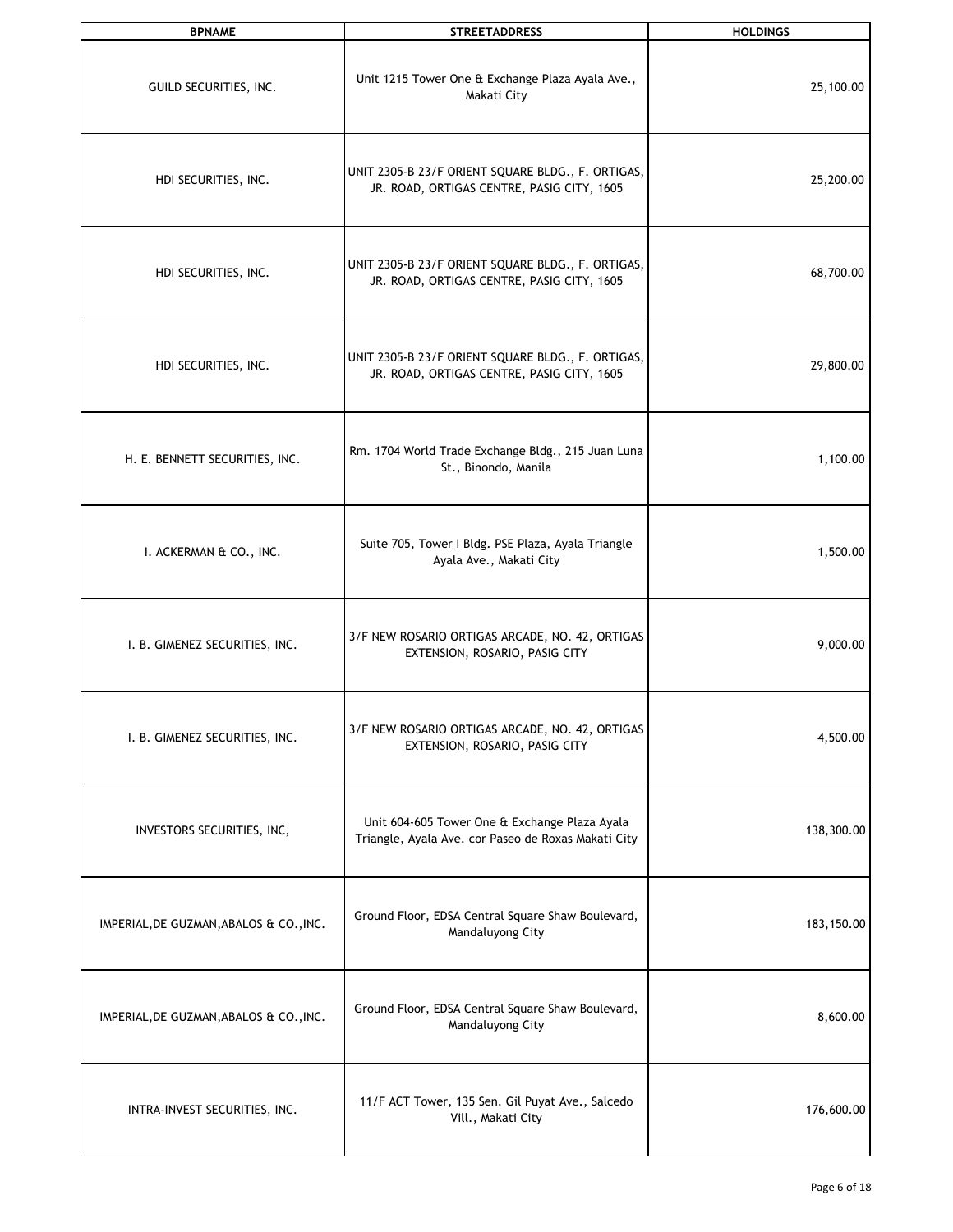| BPNAME | STREETADDRESS | HOLDINGS |
| --- | --- | --- |
| GUILD SECURITIES, INC. | Unit 1215 Tower One & Exchange Plaza Ayala Ave., Makati City | 25,100.00 |
| HDI SECURITIES, INC. | UNIT 2305-B 23/F ORIENT SQUARE BLDG., F. ORTIGAS, JR. ROAD, ORTIGAS CENTRE, PASIG CITY, 1605 | 25,200.00 |
| HDI SECURITIES, INC. | UNIT 2305-B 23/F ORIENT SQUARE BLDG., F. ORTIGAS, JR. ROAD, ORTIGAS CENTRE, PASIG CITY, 1605 | 68,700.00 |
| HDI SECURITIES, INC. | UNIT 2305-B 23/F ORIENT SQUARE BLDG., F. ORTIGAS, JR. ROAD, ORTIGAS CENTRE, PASIG CITY, 1605 | 29,800.00 |
| H. E. BENNETT SECURITIES, INC. | Rm. 1704 World Trade Exchange Bldg., 215 Juan Luna St., Binondo, Manila | 1,100.00 |
| I. ACKERMAN & CO., INC. | Suite 705, Tower I Bldg. PSE Plaza, Ayala Triangle Ayala Ave., Makati City | 1,500.00 |
| I. B. GIMENEZ SECURITIES, INC. | 3/F NEW ROSARIO ORTIGAS ARCADE, NO. 42, ORTIGAS EXTENSION, ROSARIO, PASIG CITY | 9,000.00 |
| I. B. GIMENEZ SECURITIES, INC. | 3/F NEW ROSARIO ORTIGAS ARCADE, NO. 42, ORTIGAS EXTENSION, ROSARIO, PASIG CITY | 4,500.00 |
| INVESTORS SECURITIES, INC, | Unit 604-605 Tower One & Exchange Plaza Ayala Triangle, Ayala Ave. cor Paseo de Roxas Makati City | 138,300.00 |
| IMPERIAL,DE GUZMAN,ABALOS & CO.,INC. | Ground Floor, EDSA Central Square Shaw Boulevard, Mandaluyong City | 183,150.00 |
| IMPERIAL,DE GUZMAN,ABALOS & CO.,INC. | Ground Floor, EDSA Central Square Shaw Boulevard, Mandaluyong City | 8,600.00 |
| INTRA-INVEST SECURITIES, INC. | 11/F ACT Tower, 135 Sen. Gil Puyat Ave., Salcedo Vill., Makati City | 176,600.00 |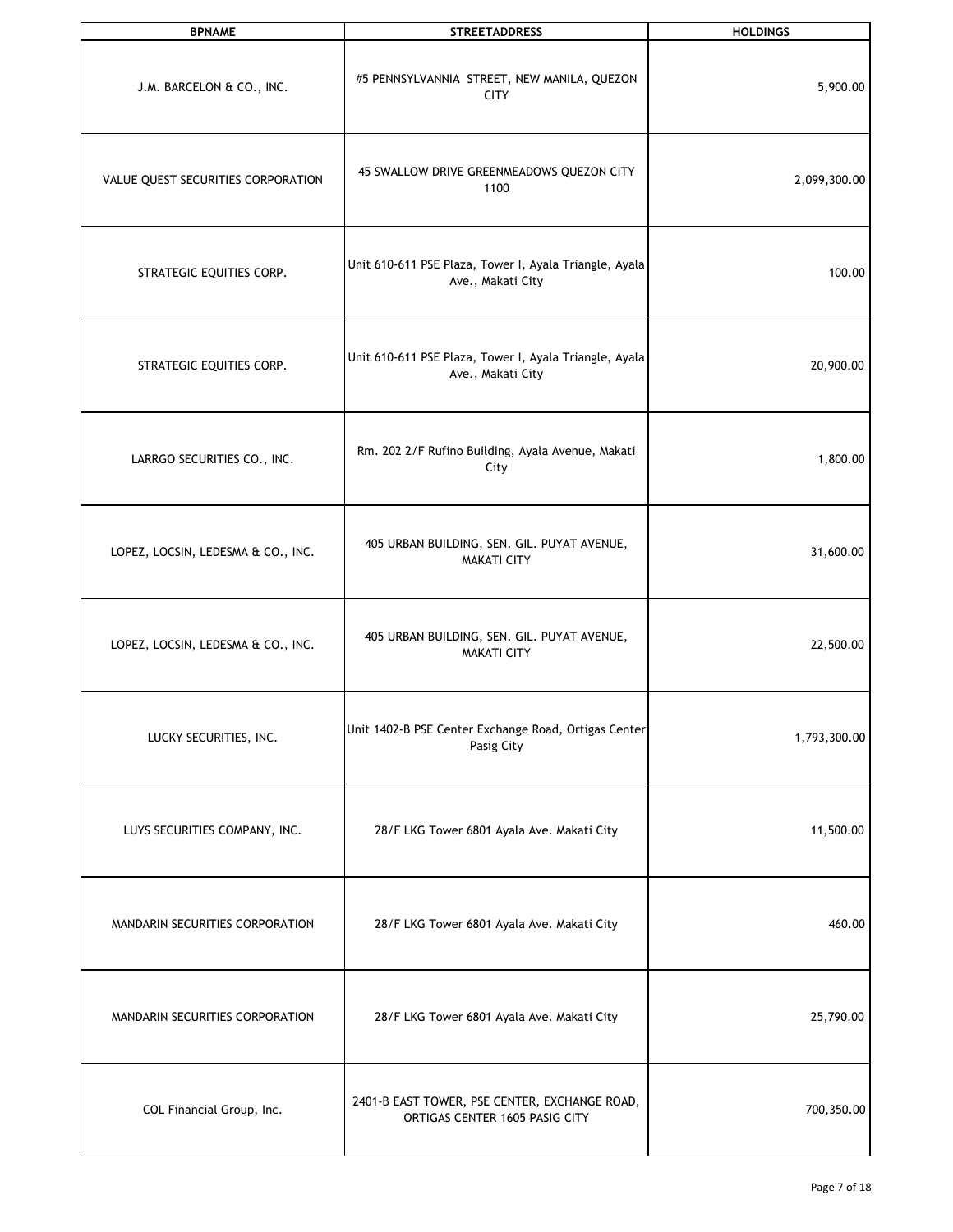| BPNAME | STREETADDRESS | HOLDINGS |
|---|---|---|
| J.M. BARCELON & CO., INC. | #5 PENNSYLVANNIA STREET, NEW MANILA, QUEZON CITY | 5,900.00 |
| VALUE QUEST SECURITIES CORPORATION | 45 SWALLOW DRIVE GREENMEADOWS QUEZON CITY 1100 | 2,099,300.00 |
| STRATEGIC EQUITIES CORP. | Unit 610-611 PSE Plaza, Tower I, Ayala Triangle, Ayala Ave., Makati City | 100.00 |
| STRATEGIC EQUITIES CORP. | Unit 610-611 PSE Plaza, Tower I, Ayala Triangle, Ayala Ave., Makati City | 20,900.00 |
| LARRGO SECURITIES CO., INC. | Rm. 202 2/F Rufino Building, Ayala Avenue, Makati City | 1,800.00 |
| LOPEZ, LOCSIN, LEDESMA & CO., INC. | 405 URBAN BUILDING, SEN. GIL. PUYAT AVENUE, MAKATI CITY | 31,600.00 |
| LOPEZ, LOCSIN, LEDESMA & CO., INC. | 405 URBAN BUILDING, SEN. GIL. PUYAT AVENUE, MAKATI CITY | 22,500.00 |
| LUCKY SECURITIES, INC. | Unit 1402-B PSE Center Exchange Road, Ortigas Center Pasig City | 1,793,300.00 |
| LUYS SECURITIES COMPANY, INC. | 28/F LKG Tower 6801 Ayala Ave. Makati City | 11,500.00 |
| MANDARIN SECURITIES CORPORATION | 28/F LKG Tower 6801 Ayala Ave. Makati City | 460.00 |
| MANDARIN SECURITIES CORPORATION | 28/F LKG Tower 6801 Ayala Ave. Makati City | 25,790.00 |
| COL Financial Group, Inc. | 2401-B EAST TOWER, PSE CENTER, EXCHANGE ROAD, ORTIGAS CENTER 1605 PASIG CITY | 700,350.00 |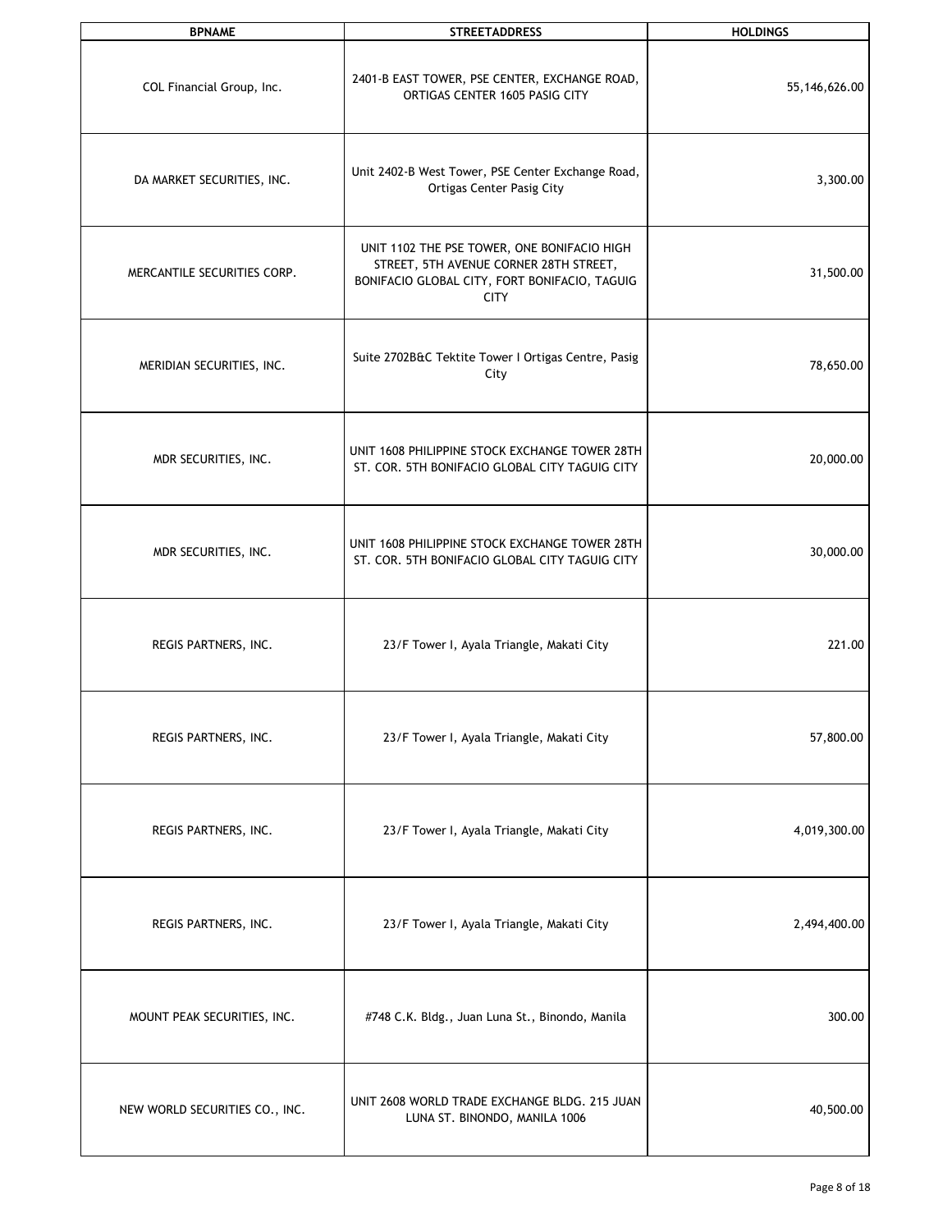| BPNAME | STREETADDRESS | HOLDINGS |
|---|---|---|
| COL Financial Group, Inc. | 2401-B EAST TOWER, PSE CENTER, EXCHANGE ROAD, ORTIGAS CENTER 1605 PASIG CITY | 55,146,626.00 |
| DA MARKET SECURITIES, INC. | Unit 2402-B West Tower, PSE Center Exchange Road, Ortigas Center Pasig City | 3,300.00 |
| MERCANTILE SECURITIES CORP. | UNIT 1102 THE PSE TOWER, ONE BONIFACIO HIGH STREET, 5TH AVENUE CORNER 28TH STREET, BONIFACIO GLOBAL CITY, FORT BONIFACIO, TAGUIG CITY | 31,500.00 |
| MERIDIAN SECURITIES, INC. | Suite 2702B&C Tektite Tower I Ortigas Centre, Pasig City | 78,650.00 |
| MDR SECURITIES, INC. | UNIT 1608 PHILIPPINE STOCK EXCHANGE TOWER 28TH ST. COR. 5TH BONIFACIO GLOBAL CITY TAGUIG CITY | 20,000.00 |
| MDR SECURITIES, INC. | UNIT 1608 PHILIPPINE STOCK EXCHANGE TOWER 28TH ST. COR. 5TH BONIFACIO GLOBAL CITY TAGUIG CITY | 30,000.00 |
| REGIS PARTNERS, INC. | 23/F Tower I, Ayala Triangle, Makati City | 221.00 |
| REGIS PARTNERS, INC. | 23/F Tower I, Ayala Triangle, Makati City | 57,800.00 |
| REGIS PARTNERS, INC. | 23/F Tower I, Ayala Triangle, Makati City | 4,019,300.00 |
| REGIS PARTNERS, INC. | 23/F Tower I, Ayala Triangle, Makati City | 2,494,400.00 |
| MOUNT PEAK SECURITIES, INC. | #748 C.K. Bldg., Juan Luna St., Binondo, Manila | 300.00 |
| NEW WORLD SECURITIES CO., INC. | UNIT 2608 WORLD TRADE EXCHANGE BLDG. 215 JUAN LUNA ST. BINONDO, MANILA 1006 | 40,500.00 |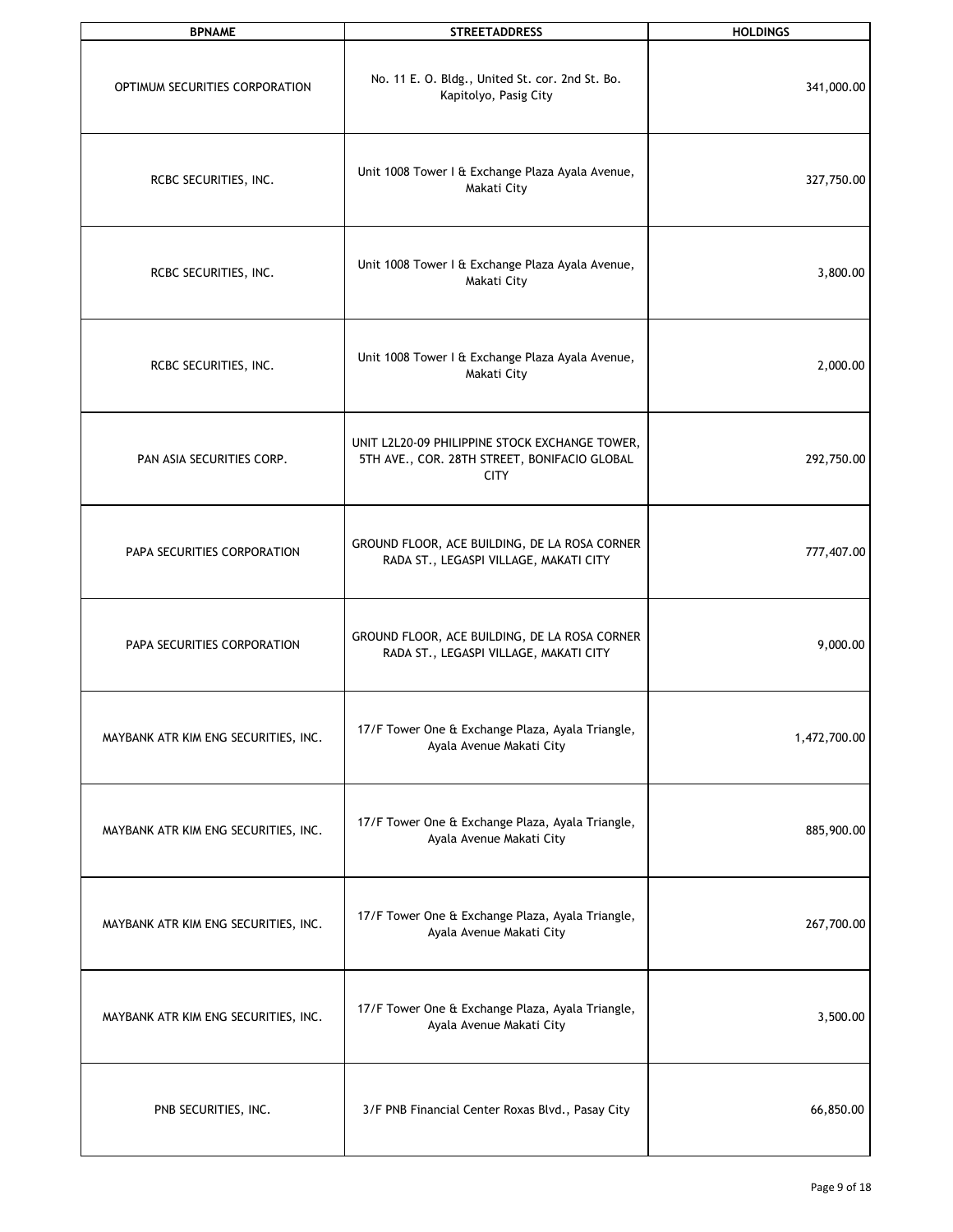| BPNAME | STREETADDRESS | HOLDINGS |
| --- | --- | --- |
| OPTIMUM SECURITIES CORPORATION | No. 11 E. O. Bldg., United St. cor. 2nd St. Bo. Kapitolyo, Pasig City | 341,000.00 |
| RCBC SECURITIES, INC. | Unit 1008 Tower I & Exchange Plaza Ayala Avenue, Makati City | 327,750.00 |
| RCBC SECURITIES, INC. | Unit 1008 Tower I & Exchange Plaza Ayala Avenue, Makati City | 3,800.00 |
| RCBC SECURITIES, INC. | Unit 1008 Tower I & Exchange Plaza Ayala Avenue, Makati City | 2,000.00 |
| PAN ASIA SECURITIES CORP. | UNIT L2L20-09 PHILIPPINE STOCK EXCHANGE TOWER, 5TH AVE., COR. 28TH STREET, BONIFACIO GLOBAL CITY | 292,750.00 |
| PAPA SECURITIES CORPORATION | GROUND FLOOR, ACE BUILDING, DE LA ROSA CORNER RADA ST., LEGASPI VILLAGE, MAKATI CITY | 777,407.00 |
| PAPA SECURITIES CORPORATION | GROUND FLOOR, ACE BUILDING, DE LA ROSA CORNER RADA ST., LEGASPI VILLAGE, MAKATI CITY | 9,000.00 |
| MAYBANK ATR KIM ENG SECURITIES, INC. | 17/F Tower One & Exchange Plaza, Ayala Triangle, Ayala Avenue Makati City | 1,472,700.00 |
| MAYBANK ATR KIM ENG SECURITIES, INC. | 17/F Tower One & Exchange Plaza, Ayala Triangle, Ayala Avenue Makati City | 885,900.00 |
| MAYBANK ATR KIM ENG SECURITIES, INC. | 17/F Tower One & Exchange Plaza, Ayala Triangle, Ayala Avenue Makati City | 267,700.00 |
| MAYBANK ATR KIM ENG SECURITIES, INC. | 17/F Tower One & Exchange Plaza, Ayala Triangle, Ayala Avenue Makati City | 3,500.00 |
| PNB SECURITIES, INC. | 3/F PNB Financial Center Roxas Blvd., Pasay City | 66,850.00 |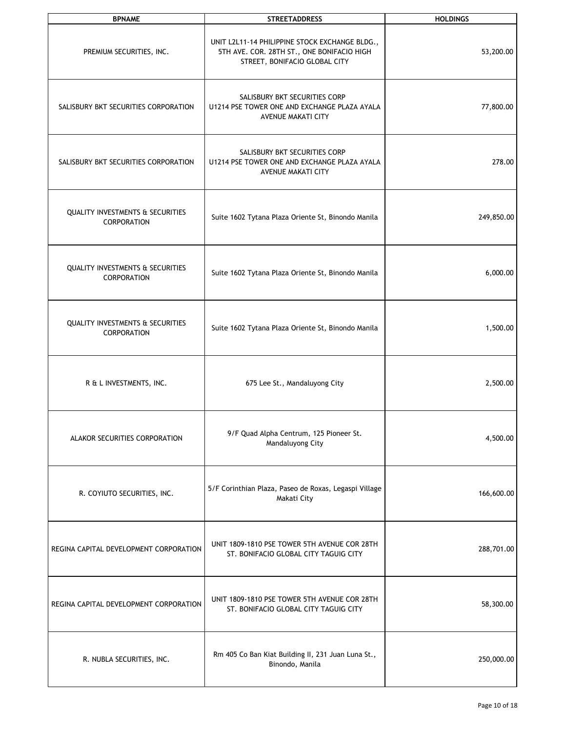| BPNAME | STREETADDRESS | HOLDINGS |
|---|---|---|
| PREMIUM SECURITIES, INC. | UNIT L2L11-14 PHILIPPINE STOCK EXCHANGE BLDG., 5TH AVE. COR. 28TH ST., ONE BONIFACIO HIGH STREET, BONIFACIO GLOBAL CITY | 53,200.00 |
| SALISBURY BKT SECURITIES CORPORATION | SALISBURY BKT SECURITIES CORP U1214 PSE TOWER ONE AND EXCHANGE PLAZA AYALA AVENUE MAKATI CITY | 77,800.00 |
| SALISBURY BKT SECURITIES CORPORATION | SALISBURY BKT SECURITIES CORP U1214 PSE TOWER ONE AND EXCHANGE PLAZA AYALA AVENUE MAKATI CITY | 278.00 |
| QUALITY INVESTMENTS & SECURITIES CORPORATION | Suite 1602 Tytana Plaza Oriente St, Binondo Manila | 249,850.00 |
| QUALITY INVESTMENTS & SECURITIES CORPORATION | Suite 1602 Tytana Plaza Oriente St, Binondo Manila | 6,000.00 |
| QUALITY INVESTMENTS & SECURITIES CORPORATION | Suite 1602 Tytana Plaza Oriente St, Binondo Manila | 1,500.00 |
| R & L INVESTMENTS, INC. | 675 Lee St., Mandaluyong City | 2,500.00 |
| ALAKOR SECURITIES CORPORATION | 9/F Quad Alpha Centrum, 125 Pioneer St. Mandaluyong City | 4,500.00 |
| R. COYIUTO SECURITIES, INC. | 5/F Corinthian Plaza, Paseo de Roxas, Legaspi Village Makati City | 166,600.00 |
| REGINA CAPITAL DEVELOPMENT CORPORATION | UNIT 1809-1810 PSE TOWER 5TH AVENUE COR 28TH ST. BONIFACIO GLOBAL CITY TAGUIG CITY | 288,701.00 |
| REGINA CAPITAL DEVELOPMENT CORPORATION | UNIT 1809-1810 PSE TOWER 5TH AVENUE COR 28TH ST. BONIFACIO GLOBAL CITY TAGUIG CITY | 58,300.00 |
| R. NUBLA SECURITIES, INC. | Rm 405 Co Ban Kiat Building II, 231 Juan Luna St., Binondo, Manila | 250,000.00 |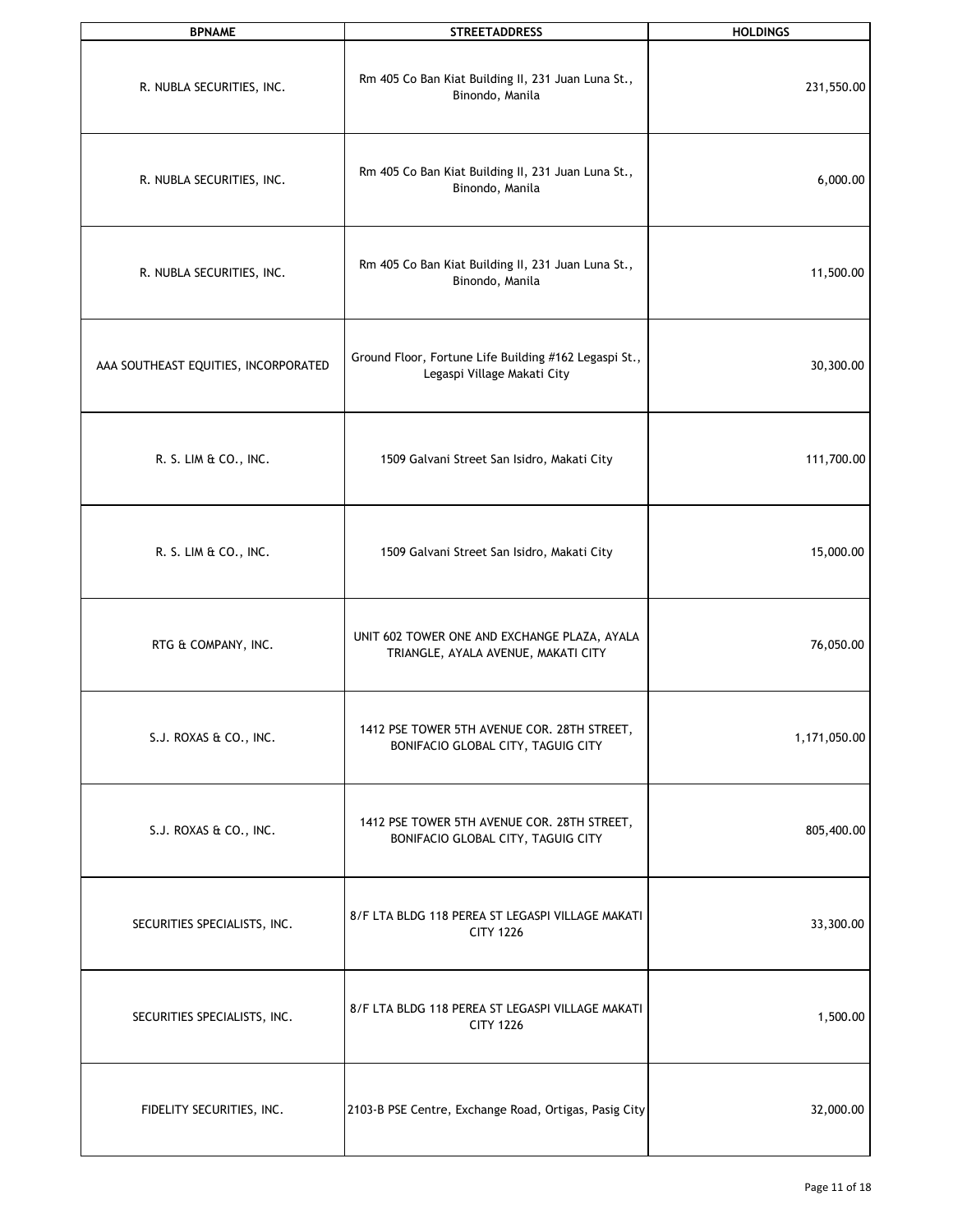| BPNAME | STREETADDRESS | HOLDINGS |
| --- | --- | --- |
| R. NUBLA SECURITIES, INC. | Rm 405 Co Ban Kiat Building II, 231 Juan Luna St., Binondo, Manila | 231,550.00 |
| R. NUBLA SECURITIES, INC. | Rm 405 Co Ban Kiat Building II, 231 Juan Luna St., Binondo, Manila | 6,000.00 |
| R. NUBLA SECURITIES, INC. | Rm 405 Co Ban Kiat Building II, 231 Juan Luna St., Binondo, Manila | 11,500.00 |
| AAA SOUTHEAST EQUITIES, INCORPORATED | Ground Floor, Fortune Life Building #162 Legaspi St., Legaspi Village Makati City | 30,300.00 |
| R. S. LIM & CO., INC. | 1509 Galvani Street San Isidro, Makati City | 111,700.00 |
| R. S. LIM & CO., INC. | 1509 Galvani Street San Isidro, Makati City | 15,000.00 |
| RTG & COMPANY, INC. | UNIT 602 TOWER ONE AND EXCHANGE PLAZA, AYALA TRIANGLE, AYALA AVENUE, MAKATI CITY | 76,050.00 |
| S.J. ROXAS & CO., INC. | 1412 PSE TOWER 5TH AVENUE COR. 28TH STREET, BONIFACIO GLOBAL CITY, TAGUIG CITY | 1,171,050.00 |
| S.J. ROXAS & CO., INC. | 1412 PSE TOWER 5TH AVENUE COR. 28TH STREET, BONIFACIO GLOBAL CITY, TAGUIG CITY | 805,400.00 |
| SECURITIES SPECIALISTS, INC. | 8/F LTA BLDG 118 PEREA ST LEGASPI VILLAGE MAKATI CITY 1226 | 33,300.00 |
| SECURITIES SPECIALISTS, INC. | 8/F LTA BLDG 118 PEREA ST LEGASPI VILLAGE MAKATI CITY 1226 | 1,500.00 |
| FIDELITY SECURITIES, INC. | 2103-B PSE Centre, Exchange Road, Ortigas, Pasig City | 32,000.00 |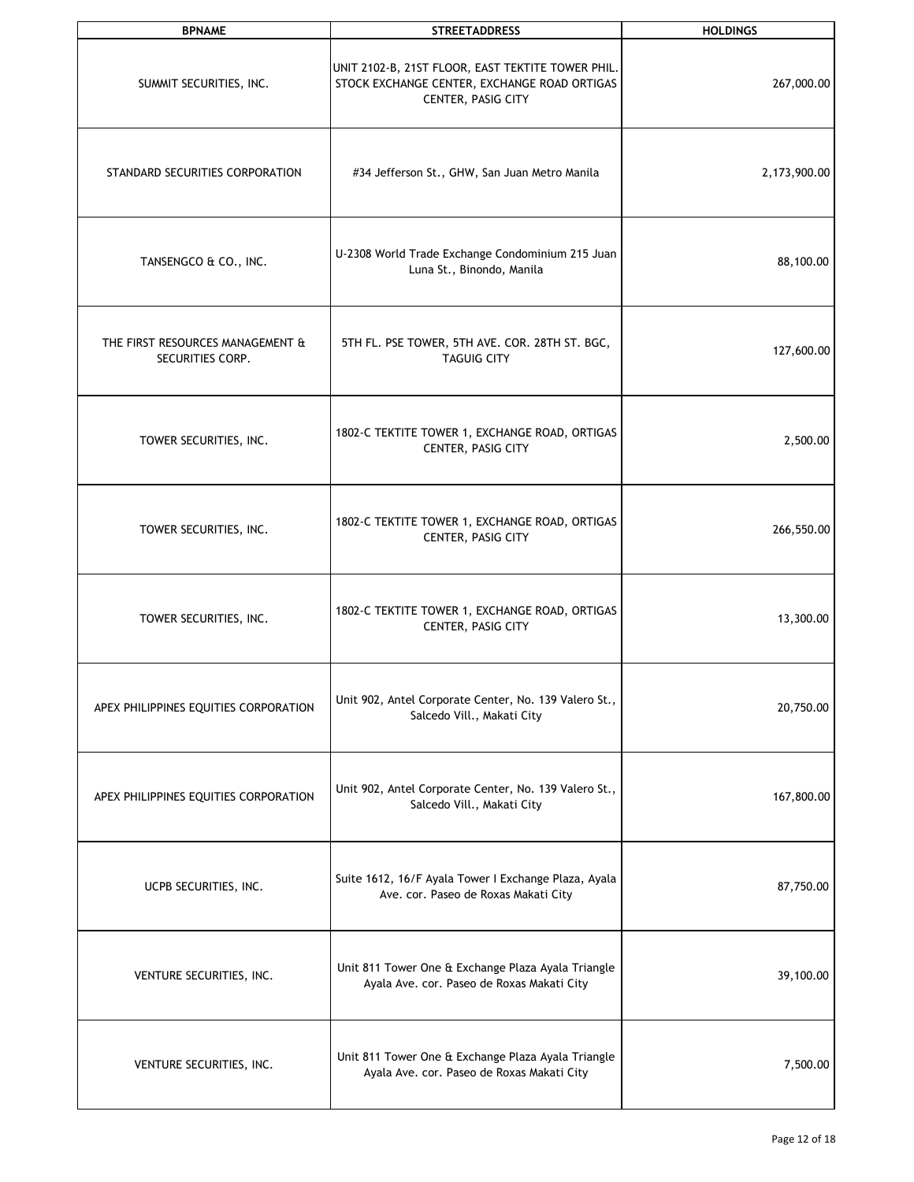| BPNAME | STREETADDRESS | HOLDINGS |
|---|---|---|
| SUMMIT SECURITIES, INC. | UNIT 2102-B, 21ST FLOOR, EAST TEKTITE TOWER PHIL. STOCK EXCHANGE CENTER, EXCHANGE ROAD ORTIGAS CENTER, PASIG CITY | 267,000.00 |
| STANDARD SECURITIES CORPORATION | #34 Jefferson St., GHW, San Juan Metro Manila | 2,173,900.00 |
| TANSENGCO & CO., INC. | U-2308 World Trade Exchange Condominium 215 Juan Luna St., Binondo, Manila | 88,100.00 |
| THE FIRST RESOURCES MANAGEMENT & SECURITIES CORP. | 5TH FL. PSE TOWER, 5TH AVE. COR. 28TH ST. BGC, TAGUIG CITY | 127,600.00 |
| TOWER SECURITIES, INC. | 1802-C TEKTITE TOWER 1, EXCHANGE ROAD, ORTIGAS CENTER, PASIG CITY | 2,500.00 |
| TOWER SECURITIES, INC. | 1802-C TEKTITE TOWER 1, EXCHANGE ROAD, ORTIGAS CENTER, PASIG CITY | 266,550.00 |
| TOWER SECURITIES, INC. | 1802-C TEKTITE TOWER 1, EXCHANGE ROAD, ORTIGAS CENTER, PASIG CITY | 13,300.00 |
| APEX PHILIPPINES EQUITIES CORPORATION | Unit 902, Antel Corporate Center, No. 139 Valero St., Salcedo Vill., Makati City | 20,750.00 |
| APEX PHILIPPINES EQUITIES CORPORATION | Unit 902, Antel Corporate Center, No. 139 Valero St., Salcedo Vill., Makati City | 167,800.00 |
| UCPB SECURITIES, INC. | Suite 1612, 16/F Ayala Tower I Exchange Plaza, Ayala Ave. cor. Paseo de Roxas Makati City | 87,750.00 |
| VENTURE SECURITIES, INC. | Unit 811 Tower One & Exchange Plaza Ayala Triangle Ayala Ave. cor. Paseo de Roxas Makati City | 39,100.00 |
| VENTURE SECURITIES, INC. | Unit 811 Tower One & Exchange Plaza Ayala Triangle Ayala Ave. cor. Paseo de Roxas Makati City | 7,500.00 |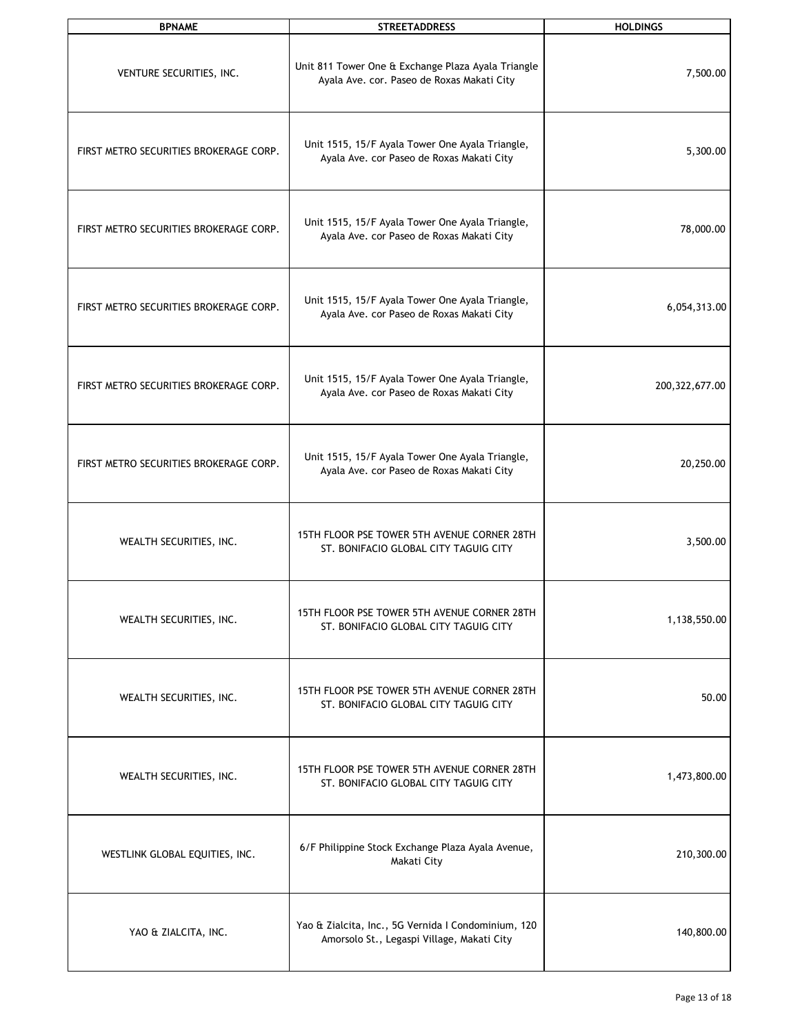| BPNAME | STREETADDRESS | HOLDINGS |
|---|---|---|
| VENTURE SECURITIES, INC. | Unit 811 Tower One & Exchange Plaza Ayala Triangle Ayala Ave. cor. Paseo de Roxas Makati City | 7,500.00 |
| FIRST METRO SECURITIES BROKERAGE CORP. | Unit 1515, 15/F Ayala Tower One Ayala Triangle, Ayala Ave. cor Paseo de Roxas Makati City | 5,300.00 |
| FIRST METRO SECURITIES BROKERAGE CORP. | Unit 1515, 15/F Ayala Tower One Ayala Triangle, Ayala Ave. cor Paseo de Roxas Makati City | 78,000.00 |
| FIRST METRO SECURITIES BROKERAGE CORP. | Unit 1515, 15/F Ayala Tower One Ayala Triangle, Ayala Ave. cor Paseo de Roxas Makati City | 6,054,313.00 |
| FIRST METRO SECURITIES BROKERAGE CORP. | Unit 1515, 15/F Ayala Tower One Ayala Triangle, Ayala Ave. cor Paseo de Roxas Makati City | 200,322,677.00 |
| FIRST METRO SECURITIES BROKERAGE CORP. | Unit 1515, 15/F Ayala Tower One Ayala Triangle, Ayala Ave. cor Paseo de Roxas Makati City | 20,250.00 |
| WEALTH SECURITIES, INC. | 15TH FLOOR PSE TOWER 5TH AVENUE CORNER 28TH ST. BONIFACIO GLOBAL CITY TAGUIG CITY | 3,500.00 |
| WEALTH SECURITIES, INC. | 15TH FLOOR PSE TOWER 5TH AVENUE CORNER 28TH ST. BONIFACIO GLOBAL CITY TAGUIG CITY | 1,138,550.00 |
| WEALTH SECURITIES, INC. | 15TH FLOOR PSE TOWER 5TH AVENUE CORNER 28TH ST. BONIFACIO GLOBAL CITY TAGUIG CITY | 50.00 |
| WEALTH SECURITIES, INC. | 15TH FLOOR PSE TOWER 5TH AVENUE CORNER 28TH ST. BONIFACIO GLOBAL CITY TAGUIG CITY | 1,473,800.00 |
| WESTLINK GLOBAL EQUITIES, INC. | 6/F Philippine Stock Exchange Plaza Ayala Avenue, Makati City | 210,300.00 |
| YAO & ZIALCITA, INC. | Yao & Zialcita, Inc., 5G Vernida I Condominium, 120 Amorsolo St., Legaspi Village, Makati City | 140,800.00 |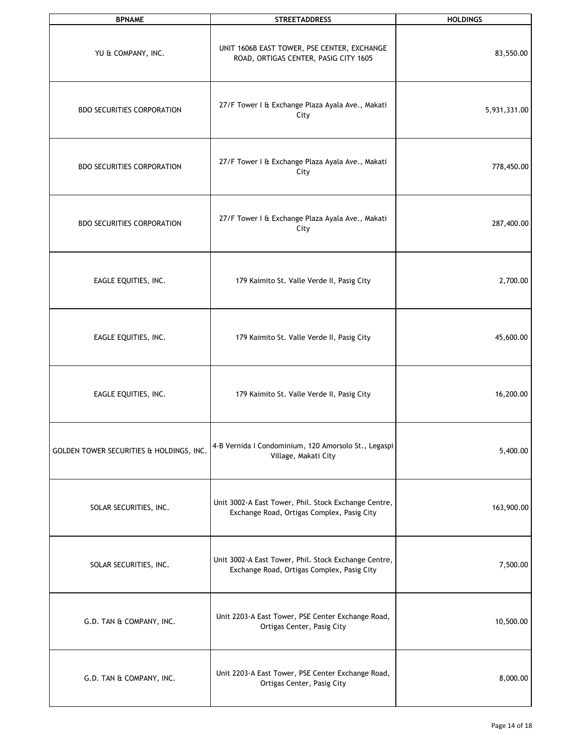| BPNAME | STREETADDRESS | HOLDINGS |
| --- | --- | --- |
| YU & COMPANY, INC. | UNIT 1606B EAST TOWER, PSE CENTER, EXCHANGE ROAD, ORTIGAS CENTER, PASIG CITY 1605 | 83,550.00 |
| BDO SECURITIES CORPORATION | 27/F Tower I & Exchange Plaza Ayala Ave., Makati City | 5,931,331.00 |
| BDO SECURITIES CORPORATION | 27/F Tower I & Exchange Plaza Ayala Ave., Makati City | 778,450.00 |
| BDO SECURITIES CORPORATION | 27/F Tower I & Exchange Plaza Ayala Ave., Makati City | 287,400.00 |
| EAGLE EQUITIES, INC. | 179 Kaimito St. Valle Verde II, Pasig City | 2,700.00 |
| EAGLE EQUITIES, INC. | 179 Kaimito St. Valle Verde II, Pasig City | 45,600.00 |
| EAGLE EQUITIES, INC. | 179 Kaimito St. Valle Verde II, Pasig City | 16,200.00 |
| GOLDEN TOWER SECURITIES & HOLDINGS, INC. | 4-B Vernida I Condominium, 120 Amorsolo St., Legaspi Village, Makati City | 5,400.00 |
| SOLAR SECURITIES, INC. | Unit 3002-A East Tower, Phil. Stock Exchange Centre, Exchange Road, Ortigas Complex, Pasig City | 163,900.00 |
| SOLAR SECURITIES, INC. | Unit 3002-A East Tower, Phil. Stock Exchange Centre, Exchange Road, Ortigas Complex, Pasig City | 7,500.00 |
| G.D. TAN & COMPANY, INC. | Unit 2203-A East Tower, PSE Center Exchange Road, Ortigas Center, Pasig City | 10,500.00 |
| G.D. TAN & COMPANY, INC. | Unit 2203-A East Tower, PSE Center Exchange Road, Ortigas Center, Pasig City | 8,000.00 |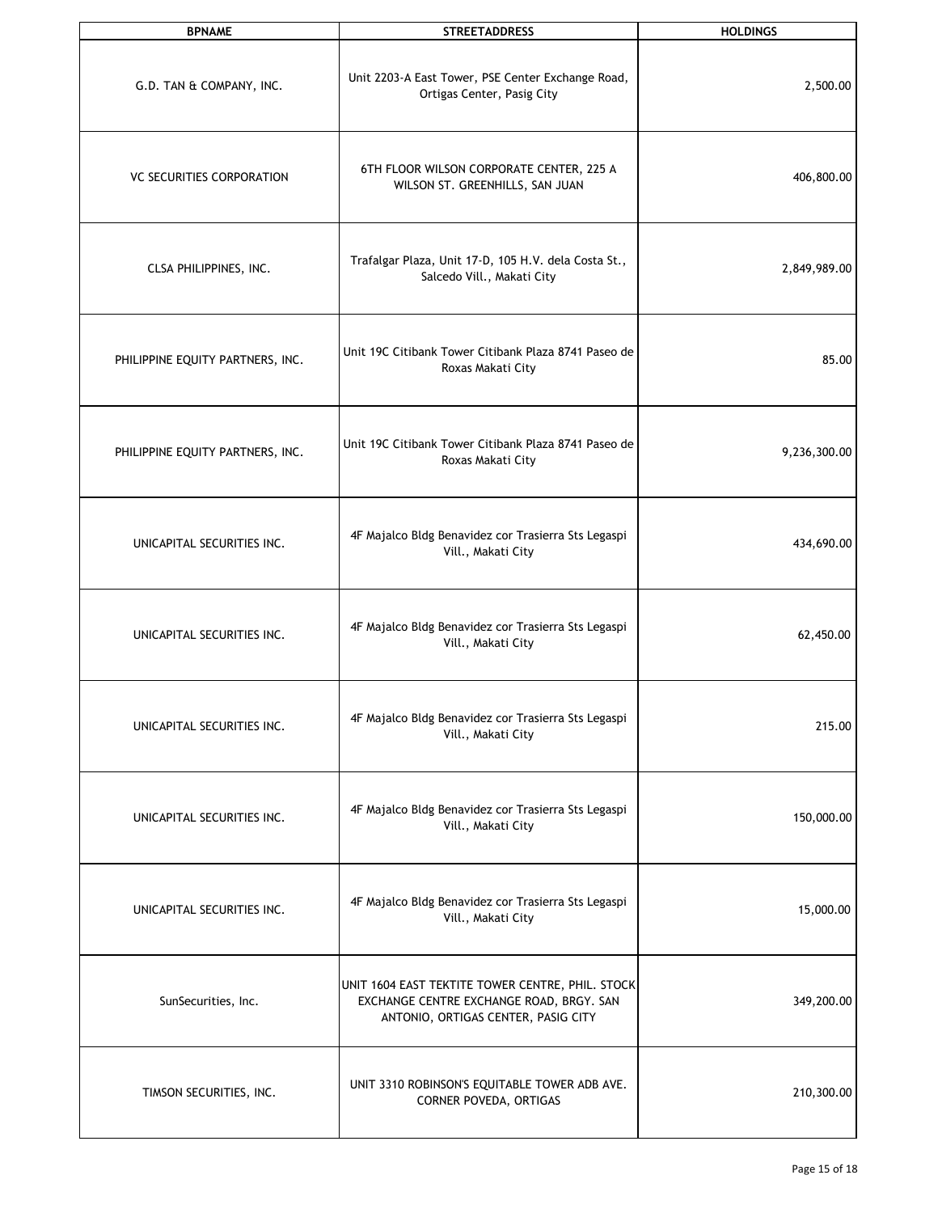| BPNAME | STREETADDRESS | HOLDINGS |
|---|---|---|
| G.D. TAN & COMPANY, INC. | Unit 2203-A East Tower, PSE Center Exchange Road, Ortigas Center, Pasig City | 2,500.00 |
| VC SECURITIES CORPORATION | 6TH FLOOR WILSON CORPORATE CENTER, 225 A WILSON ST. GREENHILLS, SAN JUAN | 406,800.00 |
| CLSA PHILIPPINES, INC. | Trafalgar Plaza, Unit 17-D, 105 H.V. dela Costa St., Salcedo Vill., Makati City | 2,849,989.00 |
| PHILIPPINE EQUITY PARTNERS, INC. | Unit 19C Citibank Tower Citibank Plaza 8741 Paseo de Roxas Makati City | 85.00 |
| PHILIPPINE EQUITY PARTNERS, INC. | Unit 19C Citibank Tower Citibank Plaza 8741 Paseo de Roxas Makati City | 9,236,300.00 |
| UNICAPITAL SECURITIES INC. | 4F Majalco Bldg Benavidez cor Trasierra Sts Legaspi Vill., Makati City | 434,690.00 |
| UNICAPITAL SECURITIES INC. | 4F Majalco Bldg Benavidez cor Trasierra Sts Legaspi Vill., Makati City | 62,450.00 |
| UNICAPITAL SECURITIES INC. | 4F Majalco Bldg Benavidez cor Trasierra Sts Legaspi Vill., Makati City | 215.00 |
| UNICAPITAL SECURITIES INC. | 4F Majalco Bldg Benavidez cor Trasierra Sts Legaspi Vill., Makati City | 150,000.00 |
| UNICAPITAL SECURITIES INC. | 4F Majalco Bldg Benavidez cor Trasierra Sts Legaspi Vill., Makati City | 15,000.00 |
| SunSecurities, Inc. | UNIT 1604 EAST TEKTITE TOWER CENTRE, PHIL. STOCK EXCHANGE CENTRE EXCHANGE ROAD, BRGY. SAN ANTONIO, ORTIGAS CENTER, PASIG CITY | 349,200.00 |
| TIMSON SECURITIES, INC. | UNIT 3310 ROBINSON'S EQUITABLE TOWER ADB AVE. CORNER POVEDA, ORTIGAS | 210,300.00 |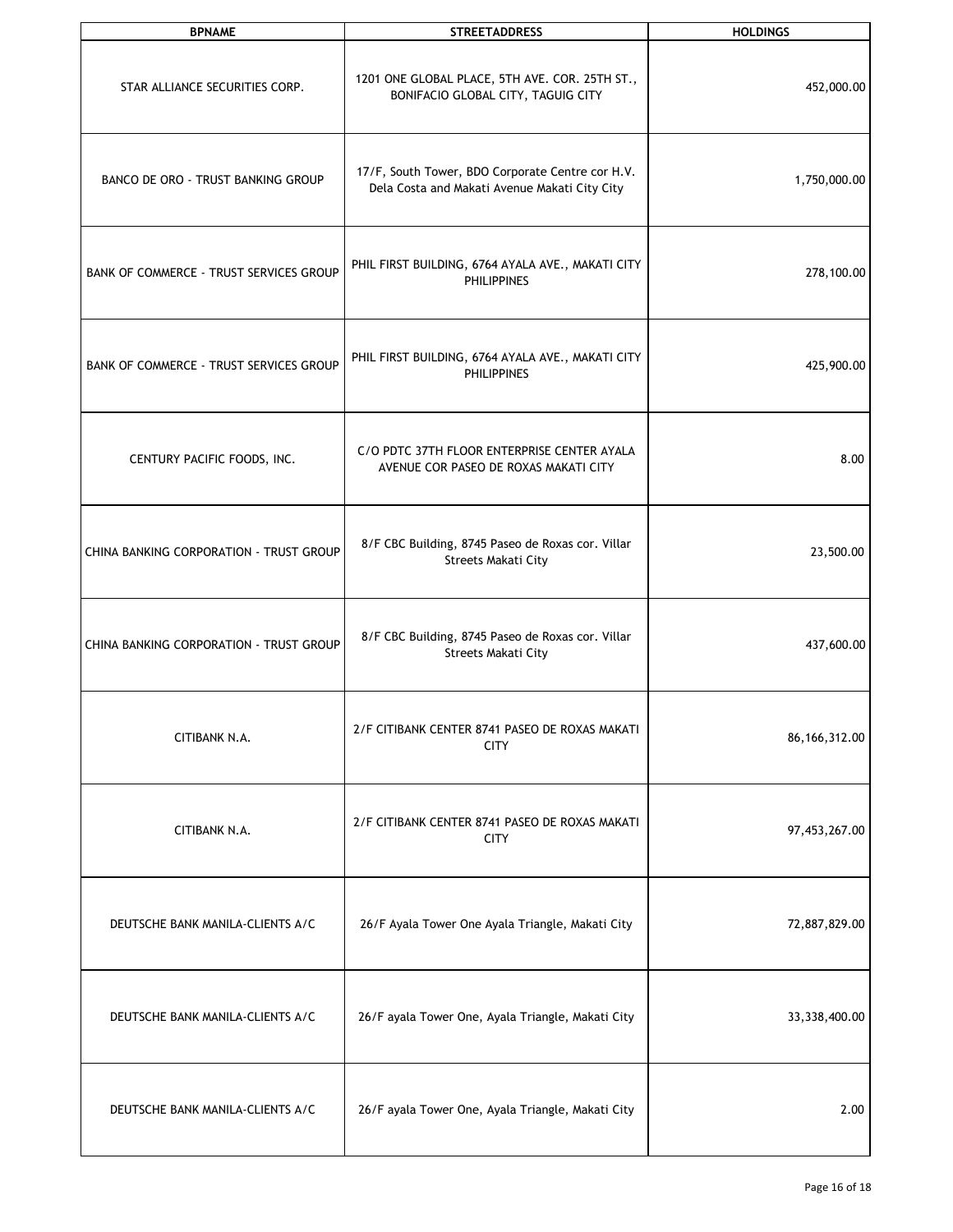| BPNAME | STREETADDRESS | HOLDINGS |
| --- | --- | --- |
| STAR ALLIANCE SECURITIES CORP. | 1201 ONE GLOBAL PLACE, 5TH AVE. COR. 25TH ST., BONIFACIO GLOBAL CITY, TAGUIG CITY | 452,000.00 |
| BANCO DE ORO - TRUST BANKING GROUP | 17/F, South Tower, BDO Corporate Centre cor H.V. Dela Costa and Makati Avenue Makati City City | 1,750,000.00 |
| BANK OF COMMERCE - TRUST SERVICES GROUP | PHIL FIRST BUILDING, 6764 AYALA AVE., MAKATI CITY PHILIPPINES | 278,100.00 |
| BANK OF COMMERCE - TRUST SERVICES GROUP | PHIL FIRST BUILDING, 6764 AYALA AVE., MAKATI CITY PHILIPPINES | 425,900.00 |
| CENTURY PACIFIC FOODS, INC. | C/O PDTC 37TH FLOOR ENTERPRISE CENTER AYALA AVENUE COR PASEO DE ROXAS MAKATI CITY | 8.00 |
| CHINA BANKING CORPORATION - TRUST GROUP | 8/F CBC Building, 8745 Paseo de Roxas cor. Villar Streets Makati City | 23,500.00 |
| CHINA BANKING CORPORATION - TRUST GROUP | 8/F CBC Building, 8745 Paseo de Roxas cor. Villar Streets Makati City | 437,600.00 |
| CITIBANK N.A. | 2/F CITIBANK CENTER 8741 PASEO DE ROXAS MAKATI CITY | 86,166,312.00 |
| CITIBANK N.A. | 2/F CITIBANK CENTER 8741 PASEO DE ROXAS MAKATI CITY | 97,453,267.00 |
| DEUTSCHE BANK MANILA-CLIENTS A/C | 26/F Ayala Tower One Ayala Triangle, Makati City | 72,887,829.00 |
| DEUTSCHE BANK MANILA-CLIENTS A/C | 26/F ayala Tower One, Ayala Triangle, Makati City | 33,338,400.00 |
| DEUTSCHE BANK MANILA-CLIENTS A/C | 26/F ayala Tower One, Ayala Triangle, Makati City | 2.00 |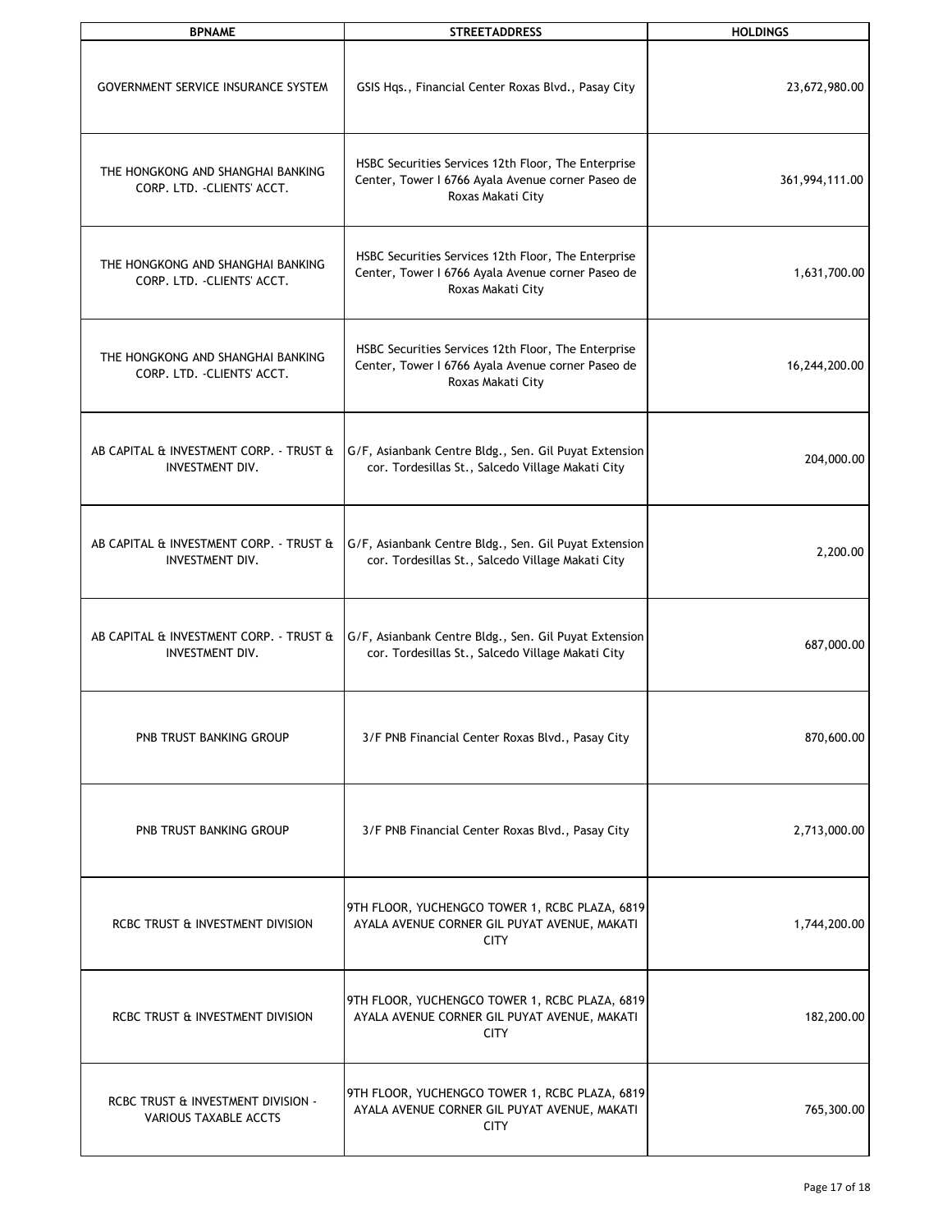| BPNAME | STREETADDRESS | HOLDINGS |
| --- | --- | --- |
| GOVERNMENT SERVICE INSURANCE SYSTEM | GSIS Hqs., Financial Center Roxas Blvd., Pasay City | 23,672,980.00 |
| THE HONGKONG AND SHANGHAI BANKING CORP. LTD. -CLIENTS' ACCT. | HSBC Securities Services 12th Floor, The Enterprise Center, Tower I 6766 Ayala Avenue corner Paseo de Roxas Makati City | 361,994,111.00 |
| THE HONGKONG AND SHANGHAI BANKING CORP. LTD. -CLIENTS' ACCT. | HSBC Securities Services 12th Floor, The Enterprise Center, Tower I 6766 Ayala Avenue corner Paseo de Roxas Makati City | 1,631,700.00 |
| THE HONGKONG AND SHANGHAI BANKING CORP. LTD. -CLIENTS' ACCT. | HSBC Securities Services 12th Floor, The Enterprise Center, Tower I 6766 Ayala Avenue corner Paseo de Roxas Makati City | 16,244,200.00 |
| AB CAPITAL & INVESTMENT CORP. - TRUST & INVESTMENT DIV. | G/F, Asianbank Centre Bldg., Sen. Gil Puyat Extension cor. Tordesillas St., Salcedo Village Makati City | 204,000.00 |
| AB CAPITAL & INVESTMENT CORP. - TRUST & INVESTMENT DIV. | G/F, Asianbank Centre Bldg., Sen. Gil Puyat Extension cor. Tordesillas St., Salcedo Village Makati City | 2,200.00 |
| AB CAPITAL & INVESTMENT CORP. - TRUST & INVESTMENT DIV. | G/F, Asianbank Centre Bldg., Sen. Gil Puyat Extension cor. Tordesillas St., Salcedo Village Makati City | 687,000.00 |
| PNB TRUST BANKING GROUP | 3/F PNB Financial Center Roxas Blvd., Pasay City | 870,600.00 |
| PNB TRUST BANKING GROUP | 3/F PNB Financial Center Roxas Blvd., Pasay City | 2,713,000.00 |
| RCBC TRUST & INVESTMENT DIVISION | 9TH FLOOR, YUCHENGCO TOWER 1, RCBC PLAZA, 6819 AYALA AVENUE CORNER GIL PUYAT AVENUE, MAKATI CITY | 1,744,200.00 |
| RCBC TRUST & INVESTMENT DIVISION | 9TH FLOOR, YUCHENGCO TOWER 1, RCBC PLAZA, 6819 AYALA AVENUE CORNER GIL PUYAT AVENUE, MAKATI CITY | 182,200.00 |
| RCBC TRUST & INVESTMENT DIVISION - VARIOUS TAXABLE ACCTS | 9TH FLOOR, YUCHENGCO TOWER 1, RCBC PLAZA, 6819 AYALA AVENUE CORNER GIL PUYAT AVENUE, MAKATI CITY | 765,300.00 |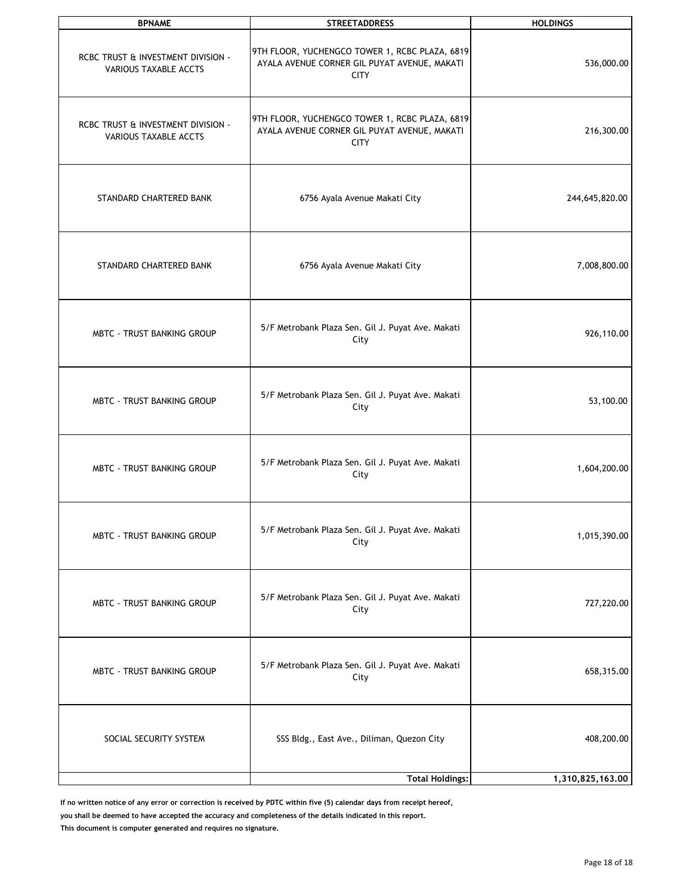| BPNAME | STREETADDRESS | HOLDINGS |
|---|---|---|
| RCBC TRUST & INVESTMENT DIVISION - VARIOUS TAXABLE ACCTS | 9TH FLOOR, YUCHENGCO TOWER 1, RCBC PLAZA, 6819 AYALA AVENUE CORNER GIL PUYAT AVENUE, MAKATI CITY | 536,000.00 |
| RCBC TRUST & INVESTMENT DIVISION - VARIOUS TAXABLE ACCTS | 9TH FLOOR, YUCHENGCO TOWER 1, RCBC PLAZA, 6819 AYALA AVENUE CORNER GIL PUYAT AVENUE, MAKATI CITY | 216,300.00 |
| STANDARD CHARTERED BANK | 6756 Ayala Avenue Makati City | 244,645,820.00 |
| STANDARD CHARTERED BANK | 6756 Ayala Avenue Makati City | 7,008,800.00 |
| MBTC - TRUST BANKING GROUP | 5/F Metrobank Plaza Sen. Gil J. Puyat Ave. Makati City | 926,110.00 |
| MBTC - TRUST BANKING GROUP | 5/F Metrobank Plaza Sen. Gil J. Puyat Ave. Makati City | 53,100.00 |
| MBTC - TRUST BANKING GROUP | 5/F Metrobank Plaza Sen. Gil J. Puyat Ave. Makati City | 1,604,200.00 |
| MBTC - TRUST BANKING GROUP | 5/F Metrobank Plaza Sen. Gil J. Puyat Ave. Makati City | 1,015,390.00 |
| MBTC - TRUST BANKING GROUP | 5/F Metrobank Plaza Sen. Gil J. Puyat Ave. Makati City | 727,220.00 |
| MBTC - TRUST BANKING GROUP | 5/F Metrobank Plaza Sen. Gil J. Puyat Ave. Makati City | 658,315.00 |
| SOCIAL SECURITY SYSTEM | SSS Bldg., East Ave., Diliman, Quezon City | 408,200.00 |
| | **Total Holdings:** | **1,310,825,163.00** |

**If no written notice of any error or correction is received by PDTC within five (5) calendar days from receipt hereof,**

**you shall be deemed to have accepted the accuracy and completeness of the details indicated in this report.**

**This document is computer generated and requires no signature.**